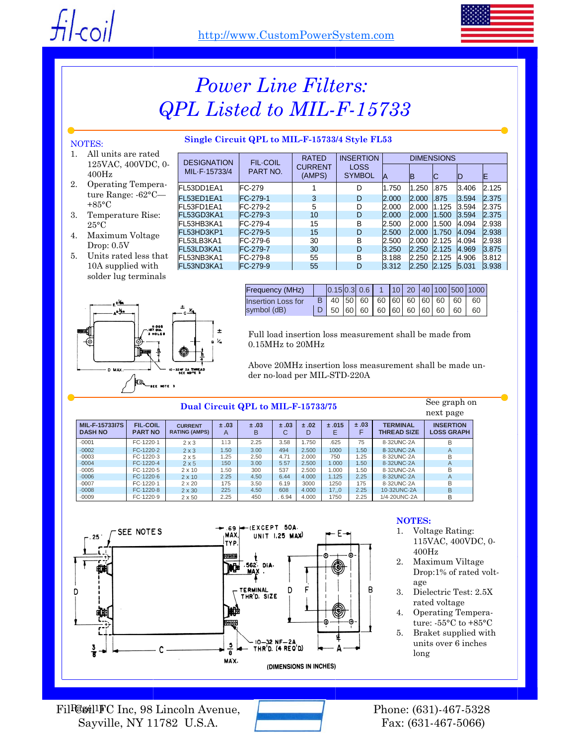fil-coil

http://www.CustomPowerSystem.com

# Power Line Filters: QPL Listed to MIL-F-15733

NOTES:

1. All units are rated 125VAC, 400VDC, 0-400Hz
2. Operating Temperature Range: -62°C—+85°C
3. Temperature Rise: 25°C
4. Maximum Voltage Drop: 0.5V
5. Units rated less that 10A supplied with solder lug terminals

## Single Circuit QPL to MIL-F-15733/4 Style FL53

| DESIGNATION MIL-F-15733/4 | FIL-COIL PART NO. | RATED CURRENT (AMPS) | INSERTION LOSS SYMBOL | DIMENSIONS A | B | C | D | E |
|---|---|---|---|---|---|---|---|---|
| FL53DD1EA1 | FC-279 | 1 | D | 1.750 | 1.250 | .875 | 3.406 | 2.125 |
| FL53ED1EA1 | FC-279-1 | 3 | D | 2.000 | 2.000 | .875 | 3.594 | 2.375 |
| FL53FD1EA1 | FC-279-2 | 5 | D | 2.000 | 2.000 | 1.125 | 3.594 | 2.375 |
| FL53GD3KA1 | FC-279-3 | 10 | D | 2.000 | 2.000 | 1.500 | 3.594 | 2.375 |
| FL53HB3KA1 | FC-279-4 | 15 | B | 2.500 | 2.000 | 1.500 | 4.094 | 2.938 |
| FL53HD3KP1 | FC-279-5 | 15 | D | 2.500 | 2.000 | 1.750 | 4.094 | 2.938 |
| FL53LB3KA1 | FC-279-6 | 30 | B | 2.500 | 2.000 | 2.125 | 4.094 | 2.938 |
| FL53LD3KA1 | FC-279-7 | 30 | D | 3.250 | 2.250 | 2.125 | 4.969 | 3.875 |
| FL53NB3KA1 | FC-279-8 | 55 | B | 3.188 | 2.250 | 2.125 | 4.906 | 3.812 |
| FL53ND3KA1 | FC-279-9 | 55 | D | 3.312 | 2.250 | 2.125 | 5.031 | 3.938 |

| Frequency (MHz) | | 0.15 | 0.3 | 0.6 | 1 | 10 | 20 | 40 | 100 | 500 | 1000 |
|---|---|---|---|---|---|---|---|---|---|---|---|
| Insertion Loss for symbol (dB) | B | 40 | 50 | 60 | 60 | 60 | 60 | 60 | 60 | 60 | 60 |
| | D | 50 | 60 | 60 | 60 | 60 | 60 | 60 | 60 | 60 | 60 |

Full load insertion loss measurement shall be made from 0.15MHz to 20MHz

Above 20MHz insertion loss measurement shall be made under no-load per MIL-STD-220A

## Dual Circuit QPL to MIL-F-15733/75

See graph on next page

| MIL-F-15733I7S DASH NO | FIL-COIL PART NO | CURRENT RATING (AMPS) | ± .03 A | ± .03 B | ± .03 C | ± .02 D | ± .015 E | ± .03 F | TERMINAL THREAD SIZE | INSERTION LOSS GRAPH |
|---|---|---|---|---|---|---|---|---|---|---|
| -0001 | FC-1220-1 | 2 x 3 | 113 | 2.25 | 3.58 | 1.750 | .625 | 75 | 8-32UNC-2A | B |
| -0002 | FC-1220-2 | 2 x 3 | 1.50 | 3.00 | 494 | 2.500 | 1000 | 1.50 | 8-32UNC-2A | A |
| -0003 | FC-1220-3 | 2 x 5 | 1.25 | 2.50 | 4.71 | 2.000 | 750 | 1.25 | 8-32UNC-2A | B |
| -0004 | FC-1220-4 | 2 x 5 | 150 | 3.00 | 5.57 | 2.500 | 1.000 | 1.50 | 8-32UNC-2A | A |
| -0005 | FC-1220-5 | 2 x 10 | 1.50 | 300 | 537 | 2.500 | 1.000 | 1.50 | 8-32UNC-2A | B |
| -0006 | FC-1220-6 | 2 x 10 | 2.25 | 4.50 | 6.44 | 4.000 | 1.125 | 2.25 | 8-32UNC-2A | A |
| -0007 | FC-1220-1 | 2 x 20 | 175 | 3.50 | 6.19 | 3000 | 1250 | 175 | 8-32UNC-2A | B |
| -0008 | FC-1220-8 | 2 x 30 | 225 | 4.50 | 608 | 4.000 | 17,,0 | 2.25 | 10-32UNC-2A | B |
| -0009 | FC-1220-9 | 2 x 50 | 2.25 | 450 | . 6.94 | 4.000 | 1750 | 2.25 | 1/4-20UNC-2A | B |

(DIMENSIONS IN INCHES)

NOTES:

1. Voltage Rating: 115VAC, 400VDC, 0-400Hz
2. Maximum Viltage Drop:1% of rated voltage
3. Dielectric Test: 2.5X rated voltage
4. Operating Temperature: -55°C to +85°C
5. Braket supplied with units over 6 inches long

Fil-Coil FC Inc, 98 Lincoln Avenue, Sayville, NY 11782 U.S.A.

Phone: (631)-467-5328
Fax: (631-467-5066)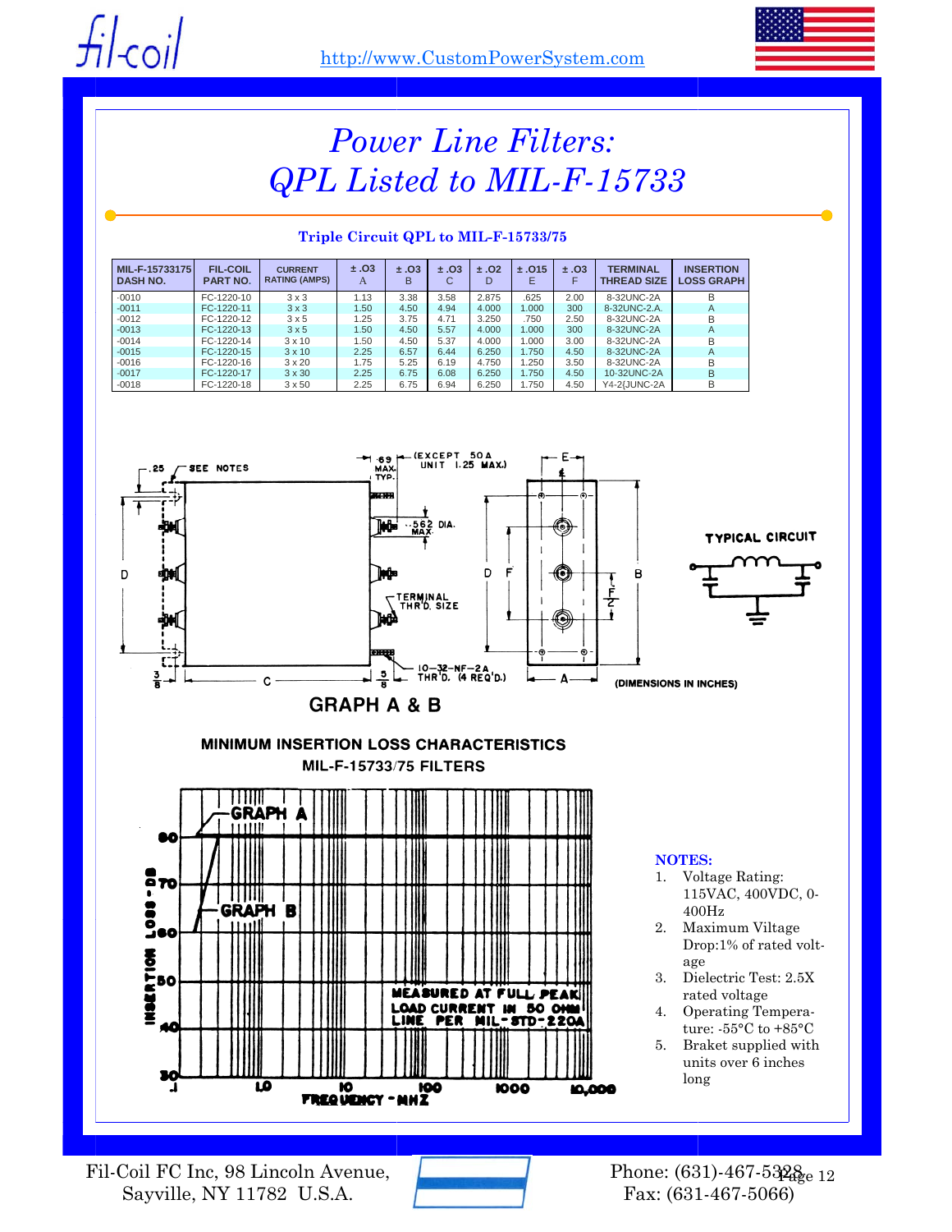# *Power Line Filters: QPL Listed to MIL-F-15733*

### Triple Circuit QPL to MIL-F-15733/75

| MIL-F-15733175 DASH NO. | FIL-COIL PART NO. | CURRENT RATING (AMPS) | ± .O3 A | ± .O3 B | ± .O3 C | ± .O2 D | ± .O15 E | ± .O3 F | TERMINAL THREAD SIZE | INSERTION LOSS GRAPH |
|---|---|---|---|---|---|---|---|---|---|---|
| -0010 | FC-1220-10 | 3 x 3 | 1.13 | 3.38 | 3.58 | 2.875 | .625 | 2.00 | 8-32UNC-2A | B |
| -0011 | FC-1220-11 | 3 x 3 | 1.50 | 4.50 | 4.94 | 4.000 | 1.000 | 300 | 8-32UNC-2.A. | A |
| -0012 | FC-1220-12 | 3 x 5 | 1.25 | 3.75 | 4.71 | 3.250 | .750 | 2.50 | 8-32UNC-2A | B |
| -0013 | FC-1220-13 | 3 x 5 | 1.50 | 4.50 | 5.57 | 4.000 | 1.000 | 300 | 8-32UNC-2A | A |
| -0014 | FC-1220-14 | 3 x 10 | 1.50 | 4.50 | 5.37 | 4.000 | 1.000 | 3.00 | 8-32UNC-2A | B |
| -0015 | FC-1220-15 | 3 x 10 | 2.25 | 6.57 | 6.44 | 6.250 | 1.750 | 4.50 | 8-32UNC-2A | A |
| -0016 | FC-1220-16 | 3 x 20 | 1.75 | 5.25 | 6.19 | 4.750 | 1.250 | 3.50 | 8-32UNC-2A | B |
| -0017 | FC-1220-17 | 3 x 30 | 2.25 | 6.75 | 6.08 | 6.250 | 1.750 | 4.50 | 10-32UNC-2A | B |
| -0018 | FC-1220-18 | 3 x 50 | 2.25 | 6.75 | 6.94 | 6.250 | 1.750 | 4.50 | Y4-2{JUNC-2A | B |

.25 SEE NOTES

.69 MAX. TYP. (EXCEPT 50 A UNIT 1.25 MAX.)

.562 DIA. MAX.

TERMINAL THR'D. SIZE

10-32-NF-2A THR'D. (4 REQ'D.)

D, C, 3/8, 5/8, E, F, F/2, B, A

TYPICAL CIRCUIT

(DIMENSIONS IN INCHES)

## GRAPH A & B

### MINIMUM INSERTION LOSS CHARACTERISTICS
### MIL-F-15733/75 FILTERS

GRAPH A

GRAPH B

INSERTION LOSS - DB

80
70
60
50
40
30

.1
1.0
10
100
1000
10,000

FREQUENCY - MHZ

MEASURED AT FULL PEAK LOAD CURRENT IN 50 OHM LINE PER MIL-STD-220A

**NOTES:**

1. Voltage Rating: 115VAC, 400VDC, 0-400Hz
2. Maximum Viltage Drop:1% of rated voltage
3. Dielectric Test: 2.5X rated voltage
4. Operating Temperature: -55°C to +85°C
5. Braket supplied with units over 6 inches long

Fil-Coil FC Inc, 98 Lincoln Avenue, Sayville, NY 11782 U.S.A.

Phone: (631)-467-5328
Fax: (631-467-5066)